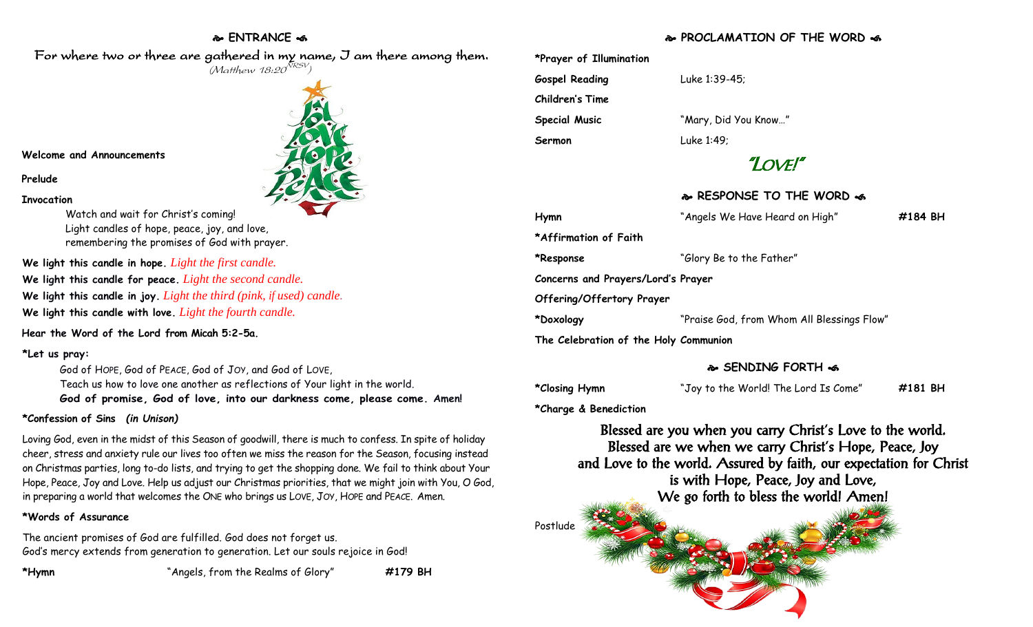## ENTRANCE

For where two or three are gathered in my name, I am there among them.
*(Matthew 18:20 NRSV)*

**Welcome and Announcements**

**Prelude**

**Invocation**

Watch and wait for Christ's coming!
Light candles of hope, peace, joy, and love,
remembering the promises of God with prayer.

**We light this candle in hope.** *Light the first candle.*
**We light this candle for peace.** *Light the second candle.*
**We light this candle in joy.** *Light the third (pink, if used) candle.*
**We light this candle with love.** *Light the fourth candle.*

**Hear the Word of the Lord from Micah 5:2-5a.**

**\*Let us pray:**

God of HOPE, God of PEACE, God of JOY, and God of LOVE,
Teach us how to love one another as reflections of Your light in the world.
**God of promise, God of love, into our darkness come, please come. Amen!**

**\*Confession of Sins** ***(in Unison)***

Loving God, even in the midst of this Season of goodwill, there is much to confess. In spite of holiday cheer, stress and anxiety rule our lives too often we miss the reason for the Season, focusing instead on Christmas parties, long to-do lists, and trying to get the shopping done. We fail to think about Your Hope, Peace, Joy and Love. Help us adjust our Christmas priorities, that we might join with You, O God, in preparing a world that welcomes the ONE who brings us LOVE, JOY, HOPE and PEACE. Amen.

**\*Words of Assurance**

The ancient promises of God are fulfilled. God does not forget us.
God's mercy extends from generation to generation. Let our souls rejoice in God!

**\*Hymn** "Angels, from the Realms of Glory" **#179 BH**

## PROCLAMATION OF THE WORD

**\*Prayer of Illumination**

**Gospel Reading** Luke 1:39-45;

**Children's Time**

**Special Music** "Mary, Did You Know…"

**Sermon** Luke 1:49;

"LOVE!"

## RESPONSE TO THE WORD

**Hymn** "Angels We Have Heard on High" **#184 BH**

**\*Affirmation of Faith**

**\*Response** "Glory Be to the Father"

**Concerns and Prayers/Lord's Prayer**

**Offering/Offertory Prayer**

**\*Doxology** "Praise God, from Whom All Blessings Flow"

**The Celebration of the Holy Communion**

## SENDING FORTH

**\*Closing Hymn** "Joy to the World! The Lord Is Come" **#181 BH**

**\*Charge & Benediction**

Blessed are you when you carry Christ's Love to the world.
Blessed are we when we carry Christ's Hope, Peace, Joy and Love to the world. Assured by faith, our expectation for Christ is with Hope, Peace, Joy and Love,
We go forth to bless the world! Amen!

Postlude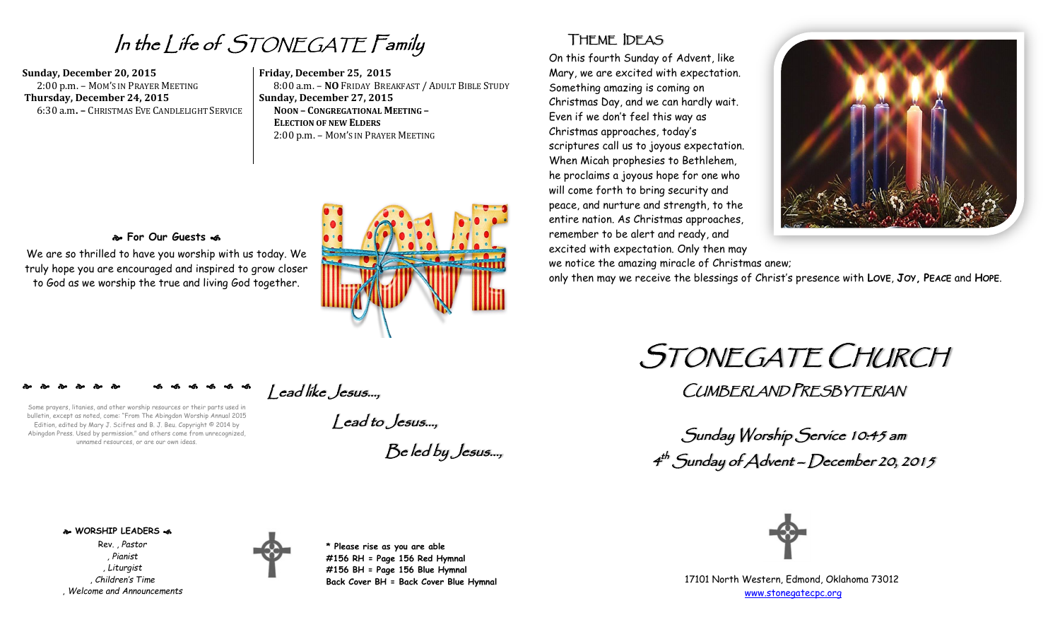# In the Life of STONEGATE Family

**Sunday, December 20, 2015**
2:00 p.m. – MOM'S IN PRAYER MEETING

**Thursday, December 24, 2015**
6:30 a.m. – CHRISTMAS EVE CANDLELIGHT SERVICE

**Friday, December 25, 2015**
8:00 a.m. – **NO** FRIDAY BREAKFAST / ADULT BIBLE STUDY

**Sunday, December 27, 2015**
**NOON – CONGREGATIONAL MEETING – ELECTION OF NEW ELDERS**
2:00 p.m. – MOM'S IN PRAYER MEETING

**For Our Guests**

We are so thrilled to have you worship with us today. We truly hope you are encouraged and inspired to grow closer to God as we worship the true and living God together.

Some prayers, litanies, and other worship resources or their parts used in bulletin, except as noted, come: "From The Abingdon Worship Annual 2015 Edition, edited by Mary J. Scifres and B. J. Beu. Copyright © 2014 by Abingdon Press. Used by permission." and others come from unrecognized, unnamed resources, or are our own ideas.

*Lead like Jesus...,*

*Lead to Jesus...,*

*Be led by Jesus...,*

**WORSHIP LEADERS**

Rev. , *Pastor*
, *Pianist*
, *Liturgist*
, *Children's Time*
, *Welcome and Announcements*

**\* Please rise as you are able**
**#156 RH = Page 156 Red Hymnal**
**#156 BH = Page 156 Blue Hymnal**
**Back Cover BH = Back Cover Blue Hymnal**

## THEME IDEAS

On this fourth Sunday of Advent, like Mary, we are excited with expectation. Something amazing is coming on Christmas Day, and we can hardly wait. Even if we don't feel this way as Christmas approaches, today's scriptures call us to joyous expectation. When Micah prophesies to Bethlehem, he proclaims a joyous hope for one who will come forth to bring security and peace, and nurture and strength, to the entire nation. As Christmas approaches, remember to be alert and ready, and excited with expectation. Only then may we notice the amazing miracle of Christmas anew; only then may we receive the blessings of Christ's presence with **LOVE**, **JOY**, **PEACE** and **HOPE**.

# STONEGATE CHURCH

## CUMBERLAND PRESBYTERIAN

*Sunday Worship Service 10:45 am*

*4th Sunday of Advent – December 20, 2015*

17101 North Western, Edmond, Oklahoma 73012
www.stonegatecpc.org